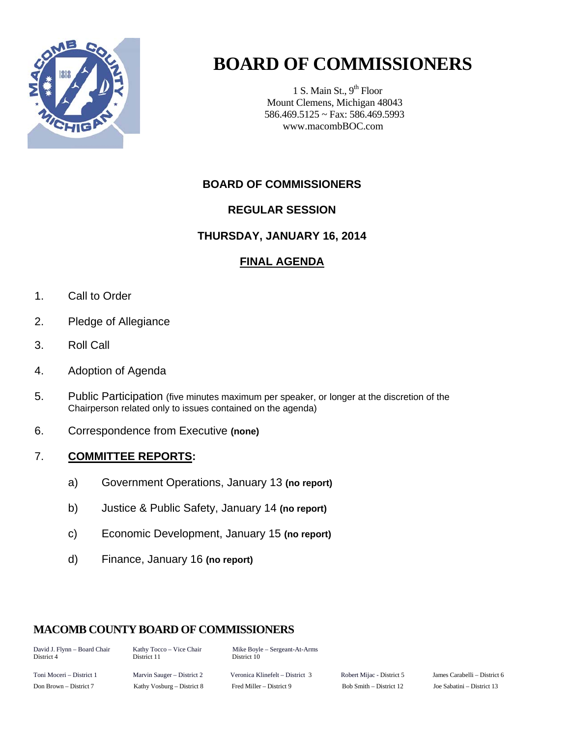# BOARD OF COMMISSIONERS

1 S. Main St., 9th Floor
Mount Clemens, Michigan 48043
586.469.5125 ~ Fax: 586.469.5993
www.macombBOC.com

## BOARD OF COMMISSIONERS

## REGULAR SESSION

## THURSDAY, JANUARY 16, 2014

## FINAL AGENDA

1. Call to Order
2. Pledge of Allegiance
3. Roll Call
4. Adoption of Agenda
5. Public Participation (five minutes maximum per speaker, or longer at the discretion of the Chairperson related only to issues contained on the agenda)
6. Correspondence from Executive **(none)**
7. **COMMITTEE REPORTS:**
   - a) Government Operations, January 13 **(no report)**
   - b) Justice & Public Safety, January 14 **(no report)**
   - c) Economic Development, January 15 **(no report)**
   - d) Finance, January 16 **(no report)**

**MACOMB COUNTY BOARD OF COMMISSIONERS**

| | | | | |
|---|---|---|---|---|
| David J. Flynn – Board Chair District 4 | Kathy Tocco – Vice Chair District 11 | Mike Boyle – Sergeant-At-Arms District 10 | | |
| Toni Moceri – District 1 | Marvin Sauger – District 2 | Veronica Klinefelt – District 3 | Robert Mijac - District 5 | James Carabelli – District 6 |
| Don Brown – District 7 | Kathy Vosburg – District 8 | Fred Miller – District 9 | Bob Smith – District 12 | Joe Sabatini – District 13 |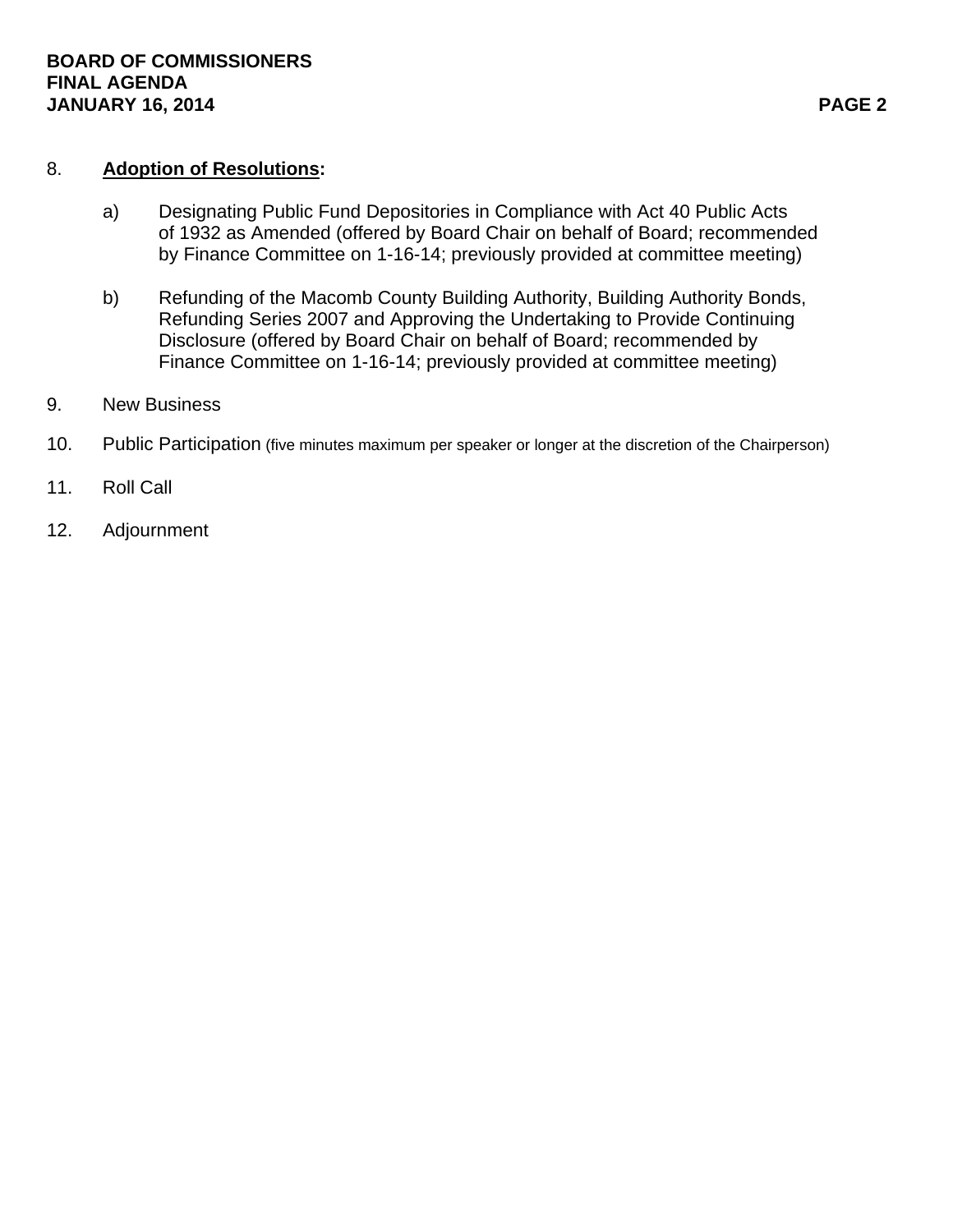8. **Adoption of Resolutions:**

   a) Designating Public Fund Depositories in Compliance with Act 40 Public Acts of 1932 as Amended (offered by Board Chair on behalf of Board; recommended by Finance Committee on 1-16-14; previously provided at committee meeting)

   b) Refunding of the Macomb County Building Authority, Building Authority Bonds, Refunding Series 2007 and Approving the Undertaking to Provide Continuing Disclosure (offered by Board Chair on behalf of Board; recommended by Finance Committee on 1-16-14; previously provided at committee meeting)

9. New Business

10. Public Participation (five minutes maximum per speaker or longer at the discretion of the Chairperson)

11. Roll Call

12. Adjournment